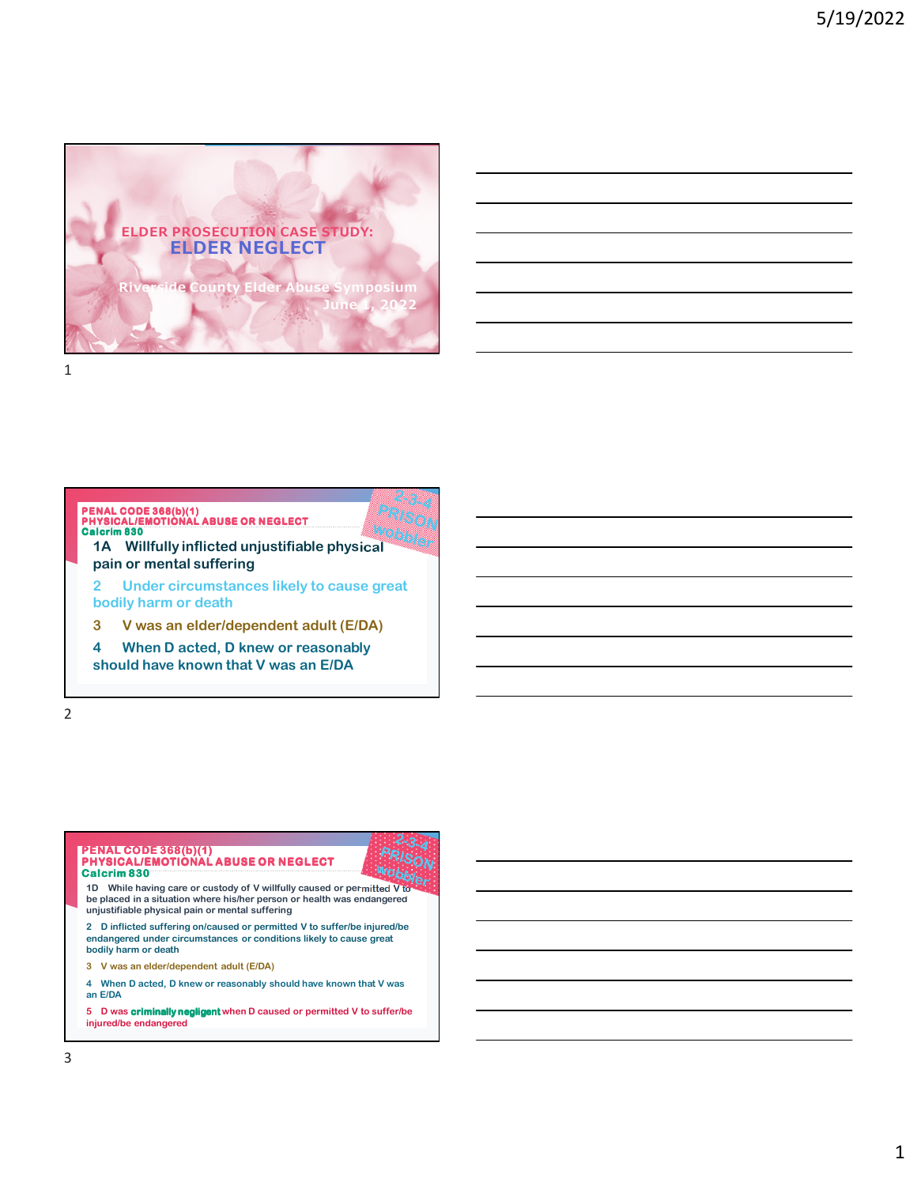# ELDER PROSECUTION CASE STUDY:
## ELDER NEGLECT

Riverside County Elder Abuse Symposium
June 1, 2022

---

### PENAL CODE 368(b)(1)
### PHYSICAL/EMOTIONAL ABUSE OR NEGLECT
**Calcrim 830**

2-3-4 PRISON wobbler

1A Willfully inflicted unjustifiable physical pain or mental suffering

2 Under circumstances likely to cause great bodily harm or death

3 V was an elder/dependent adult (E/DA)

4 When D acted, D knew or reasonably should have known that V was an E/DA

---

### PENAL CODE 368(b)(1)
### PHYSICAL/EMOTIONAL ABUSE OR NEGLECT
**Calcrim 830**

2-3-4 PRISON wobbler

1D While having care or custody of V willfully caused or permitted V to be placed in a situation where his/her person or health was endangered unjustifiable physical pain or mental suffering

2 D inflicted suffering on/caused or permitted V to suffer/be injured/be endangered under circumstances or conditions likely to cause great bodily harm or death

3 V was an elder/dependent adult (E/DA)

4 When D acted, D knew or reasonably should have known that V was an E/DA

5 D was **criminally negligent** when D caused or permitted V to suffer/be injured/be endangered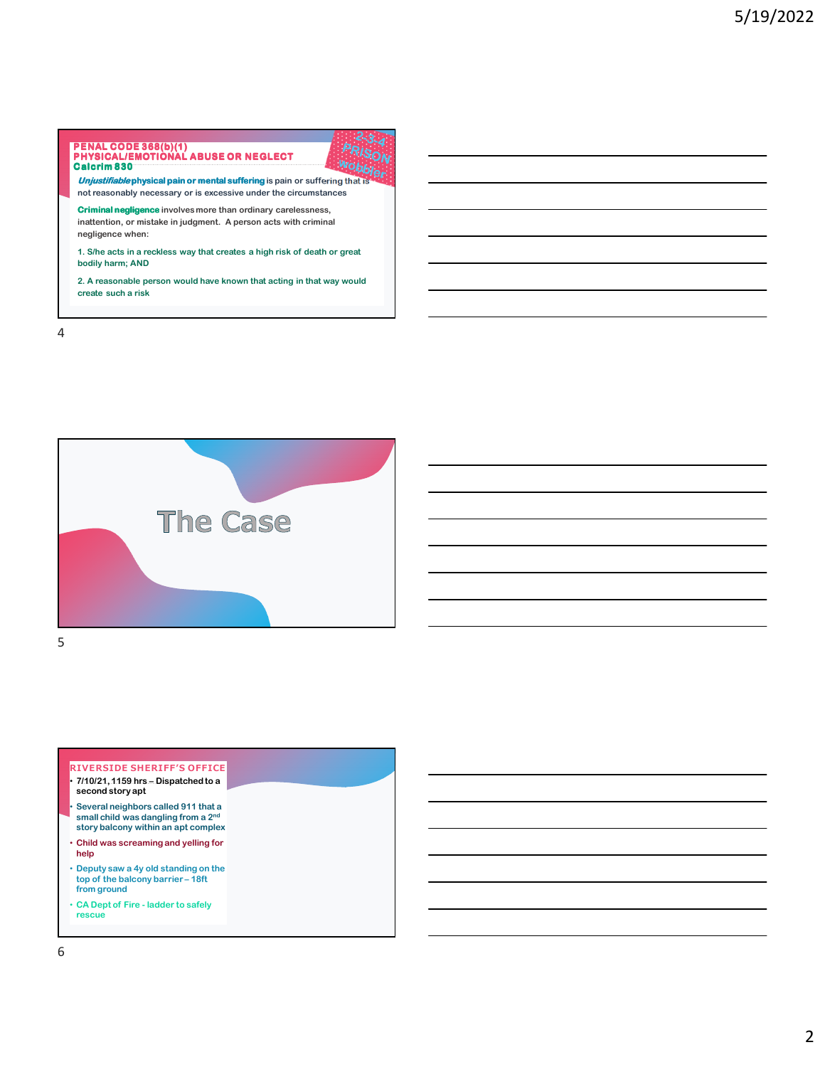## PENAL CODE 368(b)(1)
## PHYSICAL/EMOTIONAL ABUSE OR NEGLECT
### Calcrim 830

2-3-4 PRISON wobbler

***Unjustifiable* physical pain or mental suffering** is pain or suffering that is not reasonably necessary or is excessive under the circumstances

**Criminal negligence** involves more than ordinary carelessness, inattention, or mistake in judgment. A person acts with criminal negligence when:

1. S/he acts in a reckless way that creates a high risk of death or great bodily harm; AND

2. A reasonable person would have known that acting in that way would create such a risk

# The Case

## RIVERSIDE SHERIFF'S OFFICE

- 7/10/21, 1159 hrs – Dispatched to a second story apt
- Several neighbors called 911 that a small child was dangling from a 2nd story balcony within an apt complex
- Child was screaming and yelling for help
- Deputy saw a 4y old standing on the top of the balcony barrier – 18ft from ground
- CA Dept of Fire - ladder to safely rescue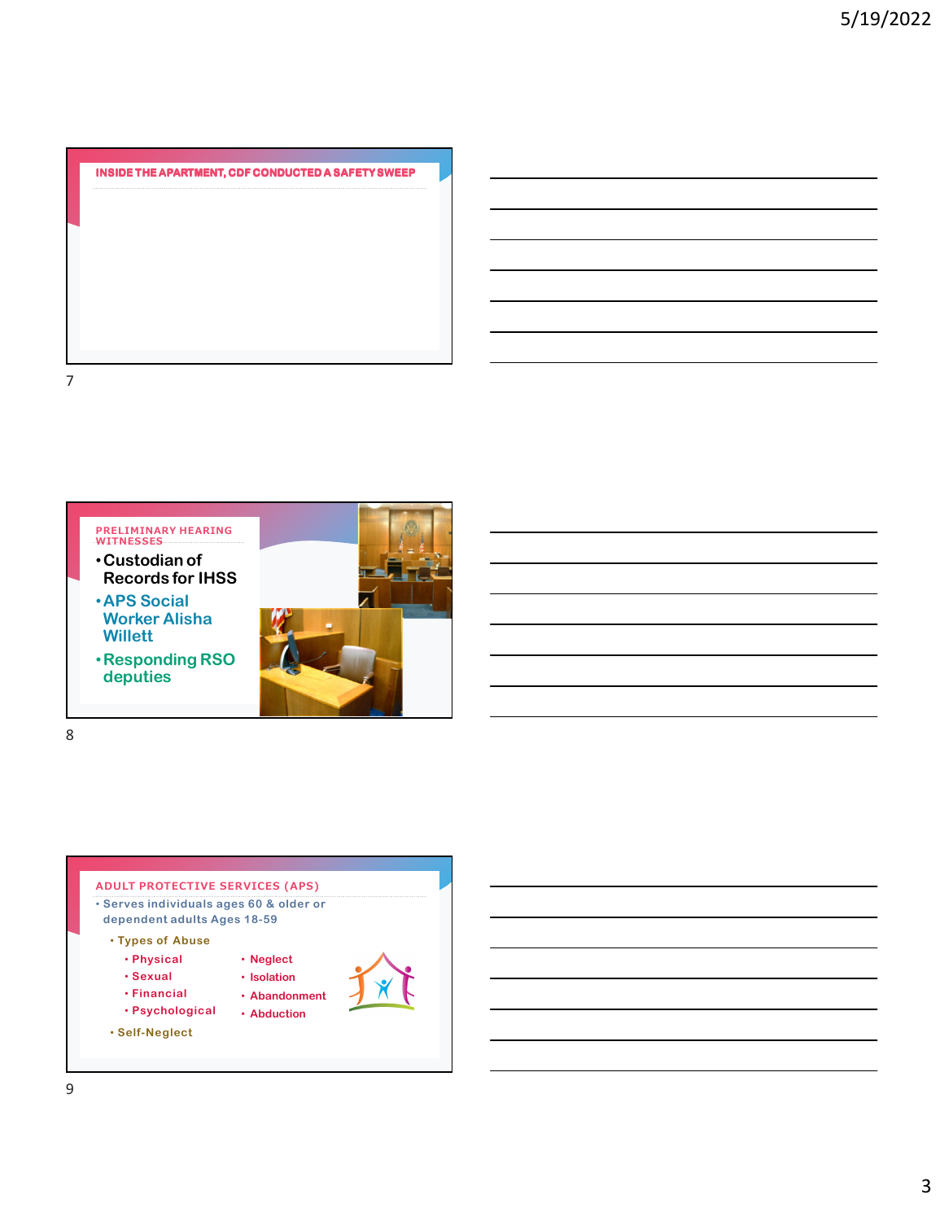## INSIDE THE APARTMENT, CDF CONDUCTED A SAFETY SWEEP

## PRELIMINARY HEARING WITNESSES

- Custodian of Records for IHSS
- APS Social Worker Alisha Willett
- Responding RSO deputies

## ADULT PROTECTIVE SERVICES (APS)

- Serves individuals ages 60 & older or dependent adults Ages 18-59
  - Types of Abuse
    - Physical
    - Sexual
    - Financial
    - Psychological
    - Neglect
    - Isolation
    - Abandonment
    - Abduction
  - Self-Neglect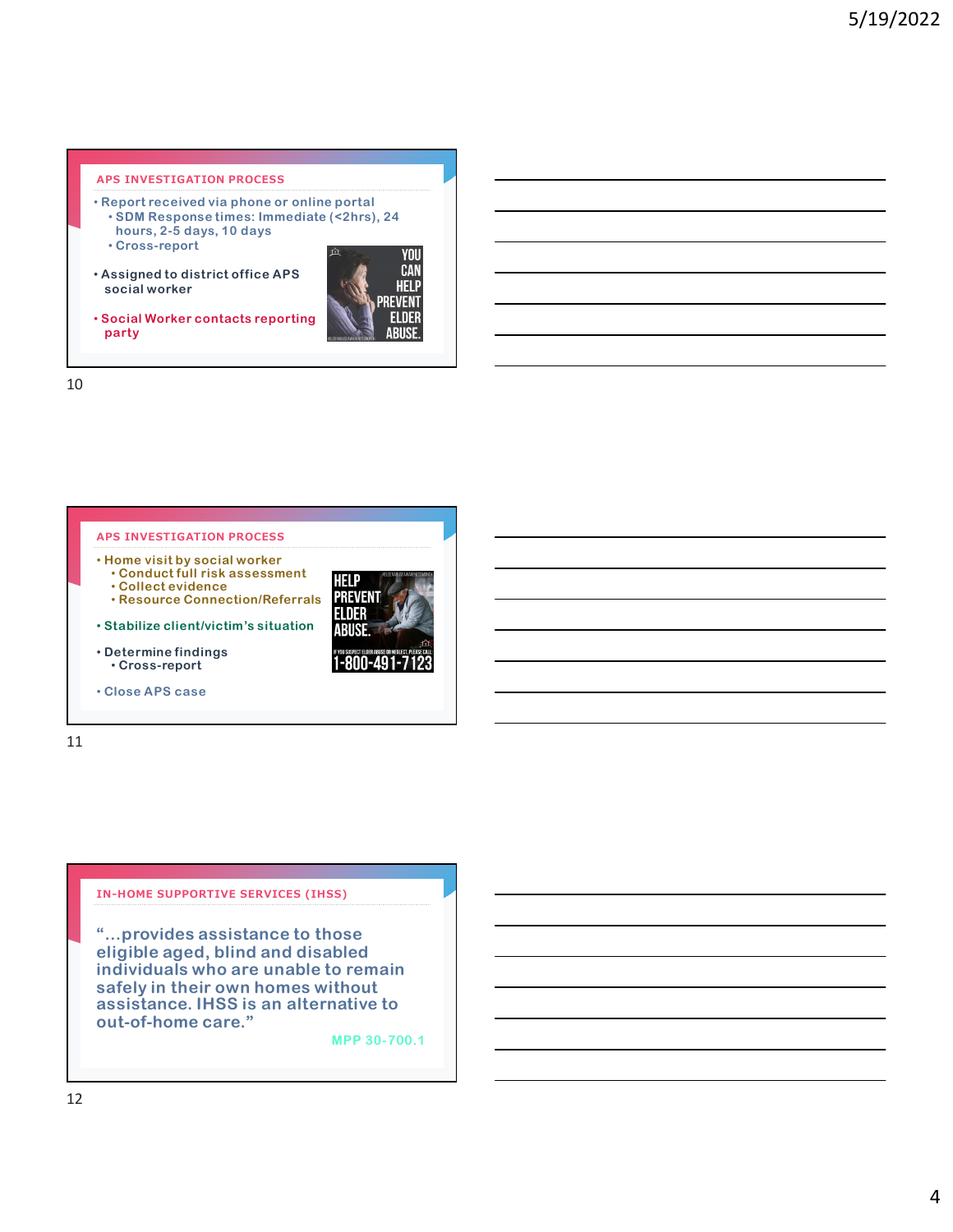## APS INVESTIGATION PROCESS

- Report received via phone or online portal
  - SDM Response times: Immediate (<2hrs), 24 hours, 2-5 days, 10 days
  - Cross-report
- Assigned to district office APS social worker
- Social Worker contacts reporting party

## APS INVESTIGATION PROCESS

- Home visit by social worker
  - Conduct full risk assessment
  - Collect evidence
  - Resource Connection/Referrals
- Stabilize client/victim's situation
- Determine findings
  - Cross-report
- Close APS case

## IN-HOME SUPPORTIVE SERVICES (IHSS)

"...provides assistance to those eligible aged, blind and disabled individuals who are unable to remain safely in their own homes without assistance. IHSS is an alternative to out-of-home care."

MPP 30-700.1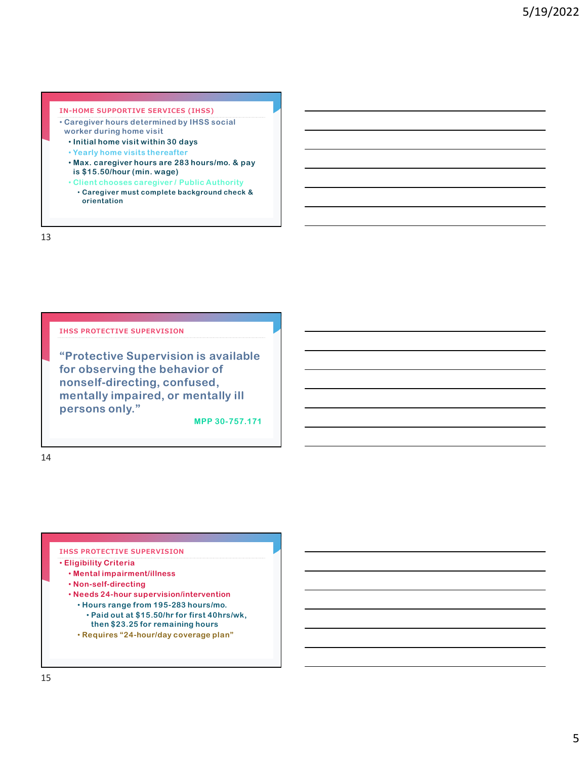## IN-HOME SUPPORTIVE SERVICES (IHSS)

- Caregiver hours determined by IHSS social worker during home visit
  - Initial home visit within 30 days
  - Yearly home visits thereafter
  - Max. caregiver hours are 283 hours/mo. & pay is $15.50/hour (min. wage)
  - Client chooses caregiver / Public Authority
    - Caregiver must complete background check & orientation

## IHSS PROTECTIVE SUPERVISION

"Protective Supervision is available for observing the behavior of nonself-directing, confused, mentally impaired, or mentally ill persons only."

MPP 30-757.171

## IHSS PROTECTIVE SUPERVISION

- Eligibility Criteria
  - Mental impairment/illness
  - Non-self-directing
  - Needs 24-hour supervision/intervention
    - Hours range from 195-283 hours/mo.
      - Paid out at $15.50/hr for first 40hrs/wk, then $23.25 for remaining hours
    - Requires "24-hour/day coverage plan"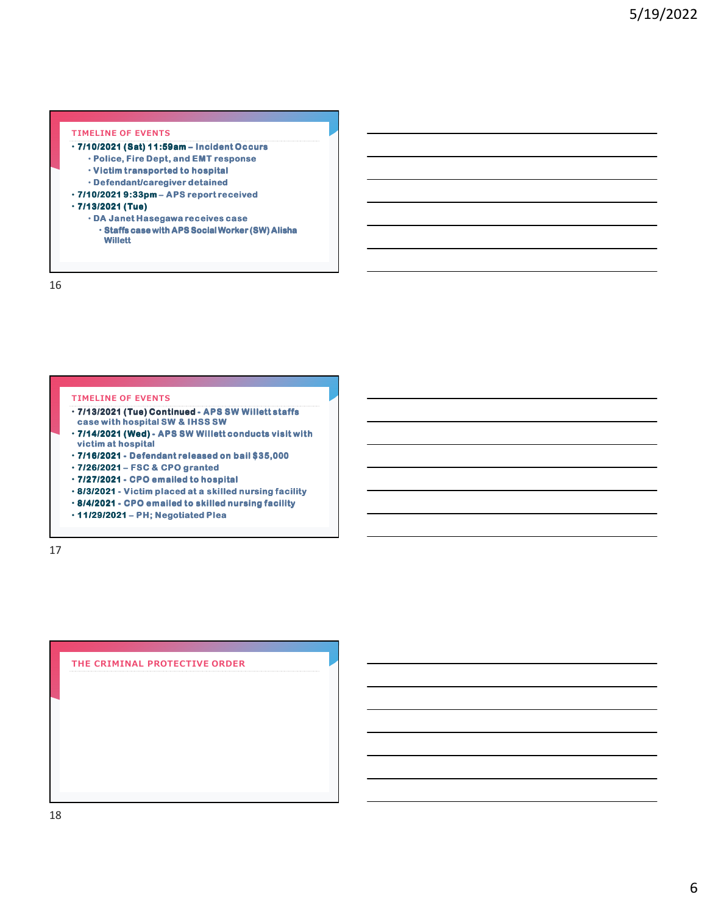## TIMELINE OF EVENTS

- **7/10/2021 (Sat) 11:59am** – Incident Occurs
  - Police, Fire Dept, and EMT response
  - Victim transported to hospital
  - Defendant/caregiver detained
- **7/10/2021 9:33pm** – APS report received
- **7/13/2021 (Tue)**
  - DA Janet Hasegawa receives case
    - Staffs case with APS Social Worker (SW) Alisha Willett

## TIMELINE OF EVENTS

- **7/13/2021 (Tue) Continued** - APS SW Willett staffs case with hospital SW & IHSS SW
- **7/14/2021 (Wed)** - APS SW Willett conducts visit with victim at hospital
- **7/16/2021** - Defendant released on bail $35,000
- **7/26/2021** – FSC & CPO granted
- **7/27/2021** - CPO emailed to hospital
- **8/3/2021** - Victim placed at a skilled nursing facility
- **8/4/2021** - CPO emailed to skilled nursing facility
- **11/29/2021** – PH; Negotiated Plea

## THE CRIMINAL PROTECTIVE ORDER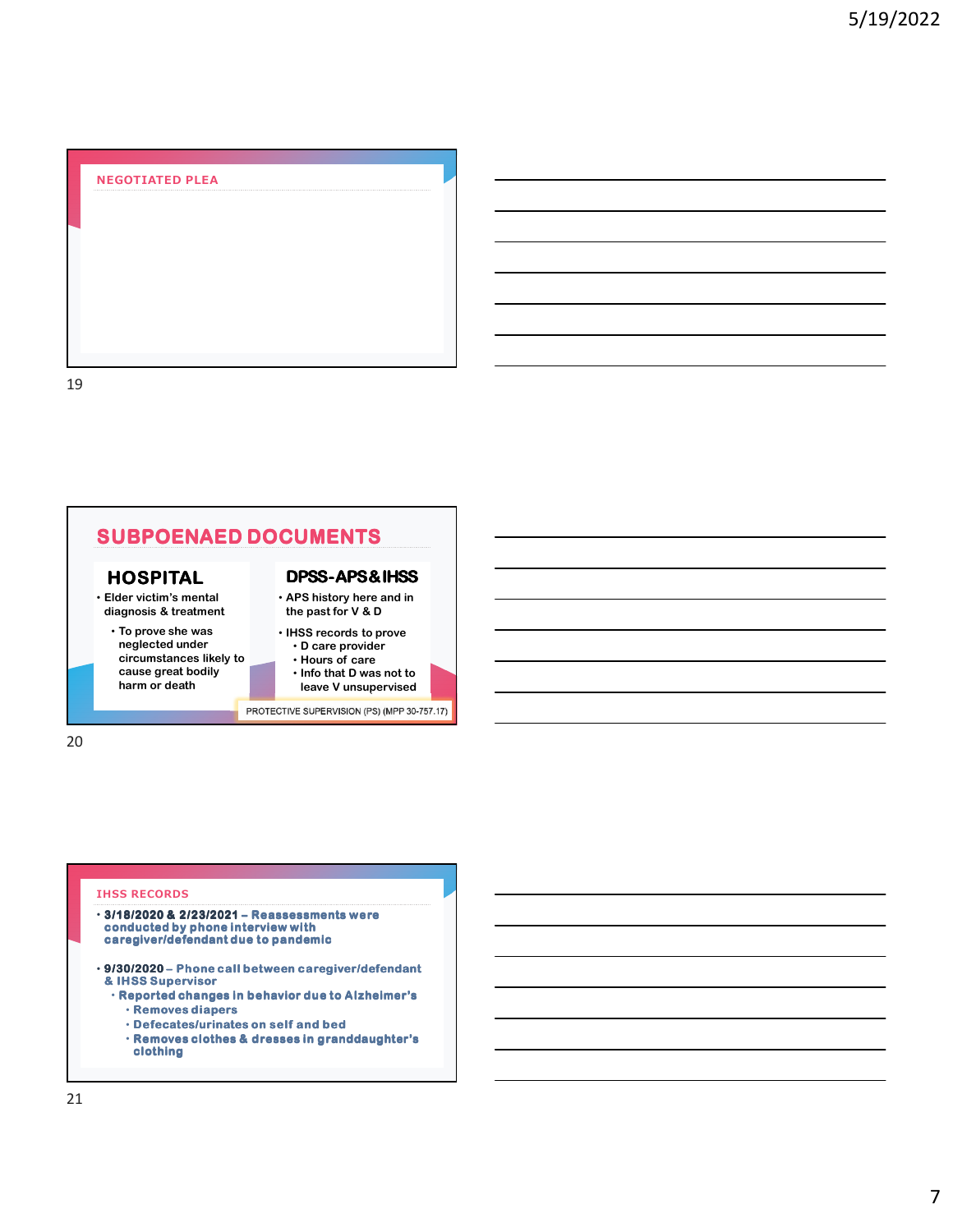## NEGOTIATED PLEA

## SUBPOENAED DOCUMENTS

### HOSPITAL

- Elder victim's mental diagnosis & treatment
  - To prove she was neglected under circumstances likely to cause great bodily harm or death

### DPSS-APS & IHSS

- APS history here and in the past for V & D
- IHSS records to prove
  - D care provider
  - Hours of care
  - Info that D was not to leave V unsupervised

PROTECTIVE SUPERVISION (PS) (MPP 30-757.17)

## IHSS RECORDS

- **3/18/2020 & 2/23/2021** – Reassessments were conducted by phone interview with caregiver/defendant due to pandemic
- **9/30/2020** – Phone call between caregiver/defendant & IHSS Supervisor
  - Reported changes in behavior due to Alzheimer's
    - Removes diapers
    - Defecates/urinates on self and bed
    - Removes clothes & dresses in granddaughter's clothing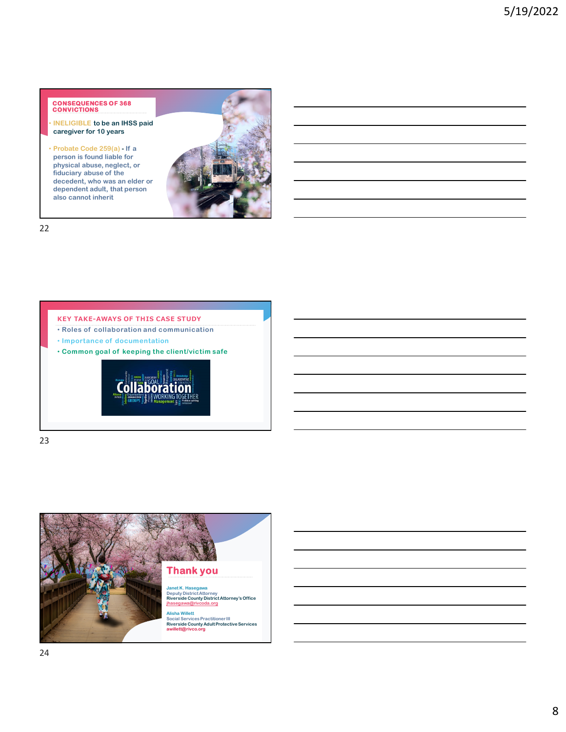## CONSEQUENCES OF 368 CONVICTIONS

- INELIGIBLE to be an IHSS paid caregiver for 10 years
- Probate Code 259(a) - If a person is found liable for physical abuse, neglect, or fiduciary abuse of the decedent, who was an elder or dependent adult, that person also cannot inherit

## KEY TAKE-AWAYS OF THIS CASE STUDY

- Roles of collaboration and communication
- Importance of documentation
- Common goal of keeping the client/victim safe

## Thank you

Janet K. Hasegawa
Deputy District Attorney
Riverside County District Attorney's Office
jhasegawa@rivcoda.org

Alisha Willett
Social Services Practitioner III
Riverside County Adult Protective Services
awillett@rivco.org